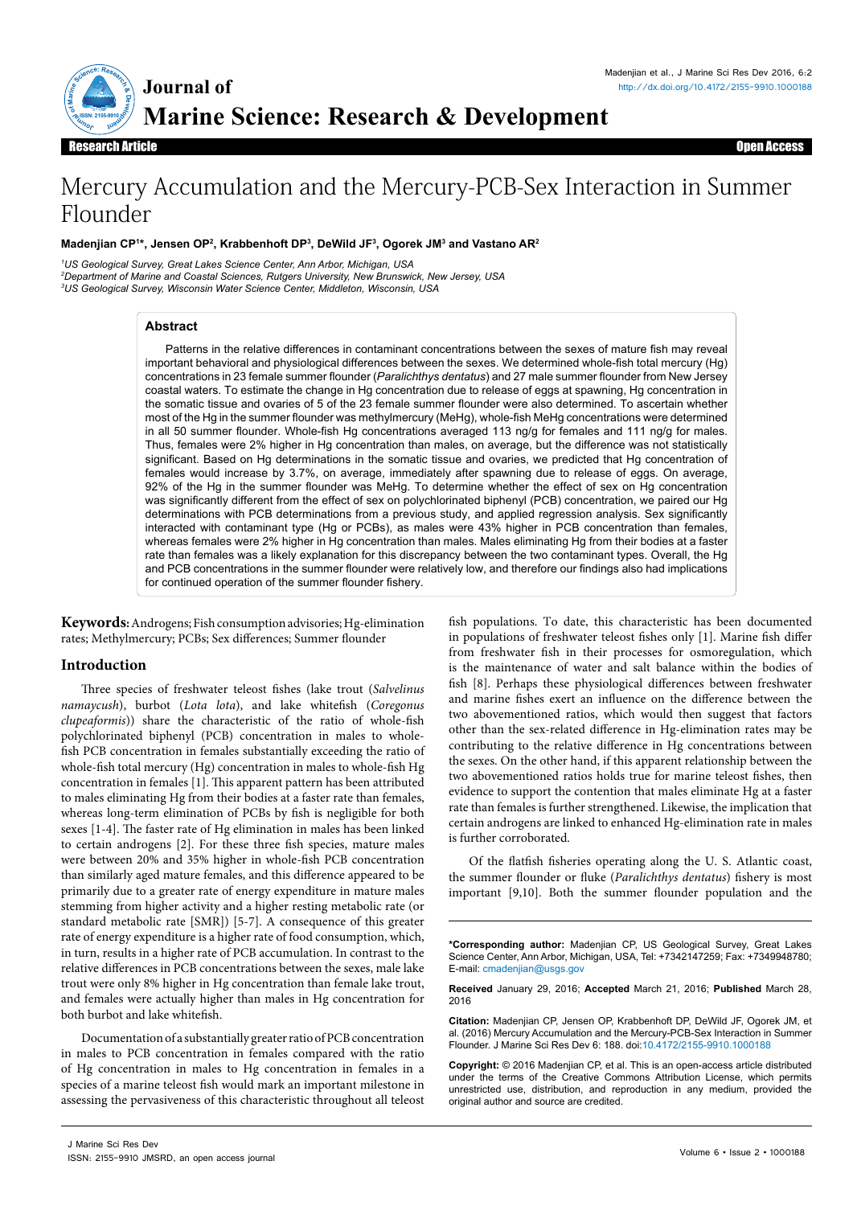Research Article | Open Access

# Mercury Accumulation and the Mercury-PCB-Sex Interaction in Summer Flounder

**Madenjian CP[1*], Jensen OP[2], Krabbenhoft DP[3], DeWild JF[3], Ogorek JM[3] and Vastano AR[2]**

[1]*US Geological Survey, Great Lakes Science Center, Ann Arbor, Michigan, USA*
[2]*Department of Marine and Coastal Sciences, Rutgers University, New Brunswick, New Jersey, USA*
[3]*US Geological Survey, Wisconsin Water Science Center, Middleton, Wisconsin, USA*

## Abstract

Patterns in the relative differences in contaminant concentrations between the sexes of mature fish may reveal important behavioral and physiological differences between the sexes. We determined whole-fish total mercury (Hg) concentrations in 23 female summer flounder (*Paralichthys dentatus*) and 27 male summer flounder from New Jersey coastal waters. To estimate the change in Hg concentration due to release of eggs at spawning, Hg concentration in the somatic tissue and ovaries of 5 of the 23 female summer flounder were also determined. To ascertain whether most of the Hg in the summer flounder was methylmercury (MeHg), whole-fish MeHg concentrations were determined in all 50 summer flounder. Whole-fish Hg concentrations averaged 113 ng/g for females and 111 ng/g for males. Thus, females were 2% higher in Hg concentration than males, on average, but the difference was not statistically significant. Based on Hg determinations in the somatic tissue and ovaries, we predicted that Hg concentration of females would increase by 3.7%, on average, immediately after spawning due to release of eggs. On average, 92% of the Hg in the summer flounder was MeHg. To determine whether the effect of sex on Hg concentration was significantly different from the effect of sex on polychlorinated biphenyl (PCB) concentration, we paired our Hg determinations with PCB determinations from a previous study, and applied regression analysis. Sex significantly interacted with contaminant type (Hg or PCBs), as males were 43% higher in PCB concentration than females, whereas females were 2% higher in Hg concentration than males. Males eliminating Hg from their bodies at a faster rate than females was a likely explanation for this discrepancy between the two contaminant types. Overall, the Hg and PCB concentrations in the summer flounder were relatively low, and therefore our findings also had implications for continued operation of the summer flounder fishery.

**Keywords:** Androgens; Fish consumption advisories; Hg-elimination rates; Methylmercury; PCBs; Sex differences; Summer flounder

## Introduction

Three species of freshwater teleost fishes (lake trout (*Salvelinus namaycush*), burbot (*Lota lota*), and lake whitefish (*Coregonus clupeaformis*)) share the characteristic of the ratio of whole-fish polychlorinated biphenyl (PCB) concentration in males to whole-fish PCB concentration in females substantially exceeding the ratio of whole-fish total mercury (Hg) concentration in males to whole-fish Hg concentration in females [1]. This apparent pattern has been attributed to males eliminating Hg from their bodies at a faster rate than females, whereas long-term elimination of PCBs by fish is negligible for both sexes [1-4]. The faster rate of Hg elimination in males has been linked to certain androgens [2]. For these three fish species, mature males were between 20% and 35% higher in whole-fish PCB concentration than similarly aged mature females, and this difference appeared to be primarily due to a greater rate of energy expenditure in mature males stemming from higher activity and a higher resting metabolic rate (or standard metabolic rate [SMR]) [5-7]. A consequence of this greater rate of energy expenditure is a higher rate of food consumption, which, in turn, results in a higher rate of PCB accumulation. In contrast to the relative differences in PCB concentrations between the sexes, male lake trout were only 8% higher in Hg concentration than female lake trout, and females were actually higher than males in Hg concentration for both burbot and lake whitefish.

Documentation of a substantially greater ratio of PCB concentration in males to PCB concentration in females compared with the ratio of Hg concentration in males to Hg concentration in females in a species of a marine teleost fish would mark an important milestone in assessing the pervasiveness of this characteristic throughout all teleost fish populations. To date, this characteristic has been documented in populations of freshwater teleost fishes only [1]. Marine fish differ from freshwater fish in their processes for osmoregulation, which is the maintenance of water and salt balance within the bodies of fish [8]. Perhaps these physiological differences between freshwater and marine fishes exert an influence on the difference between the two abovementioned ratios, which would then suggest that factors other than the sex-related difference in Hg-elimination rates may be contributing to the relative difference in Hg concentrations between the sexes. On the other hand, if this apparent relationship between the two abovementioned ratios holds true for marine teleost fishes, then evidence to support the contention that males eliminate Hg at a faster rate than females is further strengthened. Likewise, the implication that certain androgens are linked to enhanced Hg-elimination rate in males is further corroborated.

Of the flatfish fisheries operating along the U. S. Atlantic coast, the summer flounder or fluke (*Paralichthys dentatus*) fishery is most important [9,10]. Both the summer flounder population and the

**\*Corresponding author:** Madenjian CP, US Geological Survey, Great Lakes Science Center, Ann Arbor, Michigan, USA, Tel: +7342147259; Fax: +7349948780; E-mail: cmadenjian@usgs.gov

**Received** January 29, 2016; **Accepted** March 21, 2016; **Published** March 28, 2016

**Citation:** Madenjian CP, Jensen OP, Krabbenhoft DP, DeWild JF, Ogorek JM, et al. (2016) Mercury Accumulation and the Mercury-PCB-Sex Interaction in Summer Flounder. J Marine Sci Res Dev 6: 188. doi:10.4172/2155-9910.1000188

**Copyright:** © 2016 Madenjian CP, et al. This is an open-access article distributed under the terms of the Creative Commons Attribution License, which permits unrestricted use, distribution, and reproduction in any medium, provided the original author and source are credited.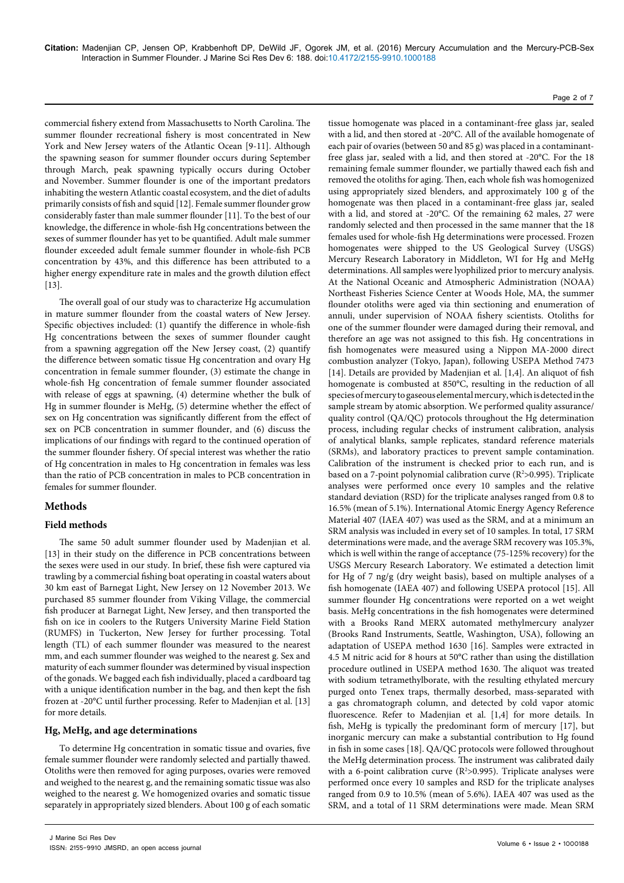commercial fishery extend from Massachusetts to North Carolina. The summer flounder recreational fishery is most concentrated in New York and New Jersey waters of the Atlantic Ocean [9-11]. Although the spawning season for summer flounder occurs during September through March, peak spawning typically occurs during October and November. Summer flounder is one of the important predators inhabiting the western Atlantic coastal ecosystem, and the diet of adults primarily consists of fish and squid [12]. Female summer flounder grow considerably faster than male summer flounder [11]. To the best of our knowledge, the difference in whole-fish Hg concentrations between the sexes of summer flounder has yet to be quantified. Adult male summer flounder exceeded adult female summer flounder in whole-fish PCB concentration by 43%, and this difference has been attributed to a higher energy expenditure rate in males and the growth dilution effect [13].

The overall goal of our study was to characterize Hg accumulation in mature summer flounder from the coastal waters of New Jersey. Specific objectives included: (1) quantify the difference in whole-fish Hg concentrations between the sexes of summer flounder caught from a spawning aggregation off the New Jersey coast, (2) quantify the difference between somatic tissue Hg concentration and ovary Hg concentration in female summer flounder, (3) estimate the change in whole-fish Hg concentration of female summer flounder associated with release of eggs at spawning, (4) determine whether the bulk of Hg in summer flounder is MeHg, (5) determine whether the effect of sex on Hg concentration was significantly different from the effect of sex on PCB concentration in summer flounder, and (6) discuss the implications of our findings with regard to the continued operation of the summer flounder fishery. Of special interest was whether the ratio of Hg concentration in males to Hg concentration in females was less than the ratio of PCB concentration in males to PCB concentration in females for summer flounder.

## Methods

### Field methods

The same 50 adult summer flounder used by Madenjian et al. [13] in their study on the difference in PCB concentrations between the sexes were used in our study. In brief, these fish were captured via trawling by a commercial fishing boat operating in coastal waters about 30 km east of Barnegat Light, New Jersey on 12 November 2013. We purchased 85 summer flounder from Viking Village, the commercial fish producer at Barnegat Light, New Jersey, and then transported the fish on ice in coolers to the Rutgers University Marine Field Station (RUMFS) in Tuckerton, New Jersey for further processing. Total length (TL) of each summer flounder was measured to the nearest mm, and each summer flounder was weighed to the nearest g. Sex and maturity of each summer flounder was determined by visual inspection of the gonads. We bagged each fish individually, placed a cardboard tag with a unique identification number in the bag, and then kept the fish frozen at -20°C until further processing. Refer to Madenjian et al. [13] for more details.

### Hg, MeHg, and age determinations

To determine Hg concentration in somatic tissue and ovaries, five female summer flounder were randomly selected and partially thawed. Otoliths were then removed for aging purposes, ovaries were removed and weighed to the nearest g, and the remaining somatic tissue was also weighed to the nearest g. We homogenized ovaries and somatic tissue separately in appropriately sized blenders. About 100 g of each somatic tissue homogenate was placed in a contaminant-free glass jar, sealed with a lid, and then stored at -20°C. All of the available homogenate of each pair of ovaries (between 50 and 85 g) was placed in a contaminant-free glass jar, sealed with a lid, and then stored at -20°C. For the 18 remaining female summer flounder, we partially thawed each fish and removed the otoliths for aging. Then, each whole fish was homogenized using appropriately sized blenders, and approximately 100 g of the homogenate was then placed in a contaminant-free glass jar, sealed with a lid, and stored at -20°C. Of the remaining 62 males, 27 were randomly selected and then processed in the same manner that the 18 females used for whole-fish Hg determinations were processed. Frozen homogenates were shipped to the US Geological Survey (USGS) Mercury Research Laboratory in Middleton, WI for Hg and MeHg determinations. All samples were lyophilized prior to mercury analysis. At the National Oceanic and Atmospheric Administration (NOAA) Northeast Fisheries Science Center at Woods Hole, MA, the summer flounder otoliths were aged via thin sectioning and enumeration of annuli, under supervision of NOAA fishery scientists. Otoliths for one of the summer flounder were damaged during their removal, and therefore an age was not assigned to this fish. Hg concentrations in fish homogenates were measured using a Nippon MA-2000 direct combustion analyzer (Tokyo, Japan), following USEPA Method 7473 [14]. Details are provided by Madenjian et al. [1,4]. An aliquot of fish homogenate is combusted at 850°C, resulting in the reduction of all species of mercury to gaseous elemental mercury, which is detected in the sample stream by atomic absorption. We performed quality assurance/quality control (QA/QC) protocols throughout the Hg determination process, including regular checks of instrument calibration, analysis of analytical blanks, sample replicates, standard reference materials (SRMs), and laboratory practices to prevent sample contamination. Calibration of the instrument is checked prior to each run, and is based on a 7-point polynomial calibration curve ($R^2$>0.995). Triplicate analyses were performed once every 10 samples and the relative standard deviation (RSD) for the triplicate analyses ranged from 0.8 to 16.5% (mean of 5.1%). International Atomic Energy Agency Reference Material 407 (IAEA 407) was used as the SRM, and at a minimum an SRM analysis was included in every set of 10 samples. In total, 17 SRM determinations were made, and the average SRM recovery was 105.3%, which is well within the range of acceptance (75-125% recovery) for the USGS Mercury Research Laboratory. We estimated a detection limit for Hg of 7 ng/g (dry weight basis), based on multiple analyses of a fish homogenate (IAEA 407) and following USEPA protocol [15]. All summer flounder Hg concentrations were reported on a wet weight basis. MeHg concentrations in the fish homogenates were determined with a Brooks Rand MERX automated methylmercury analyzer (Brooks Rand Instruments, Seattle, Washington, USA), following an adaptation of USEPA method 1630 [16]. Samples were extracted in 4.5 M nitric acid for 8 hours at 50°C rather than using the distillation procedure outlined in USEPA method 1630. The aliquot was treated with sodium tetramethylborate, with the resulting ethylated mercury purged onto Tenex traps, thermally desorbed, mass-separated with a gas chromatograph column, and detected by cold vapor atomic fluorescence. Refer to Madenjian et al. [1,4] for more details. In fish, MeHg is typically the predominant form of mercury [17], but inorganic mercury can make a substantial contribution to Hg found in fish in some cases [18]. QA/QC protocols were followed throughout the MeHg determination process. The instrument was calibrated daily with a 6-point calibration curve ($R^2$>0.995). Triplicate analyses were performed once every 10 samples and RSD for the triplicate analyses ranged from 0.9 to 10.5% (mean of 5.6%). IAEA 407 was used as the SRM, and a total of 11 SRM determinations were made. Mean SRM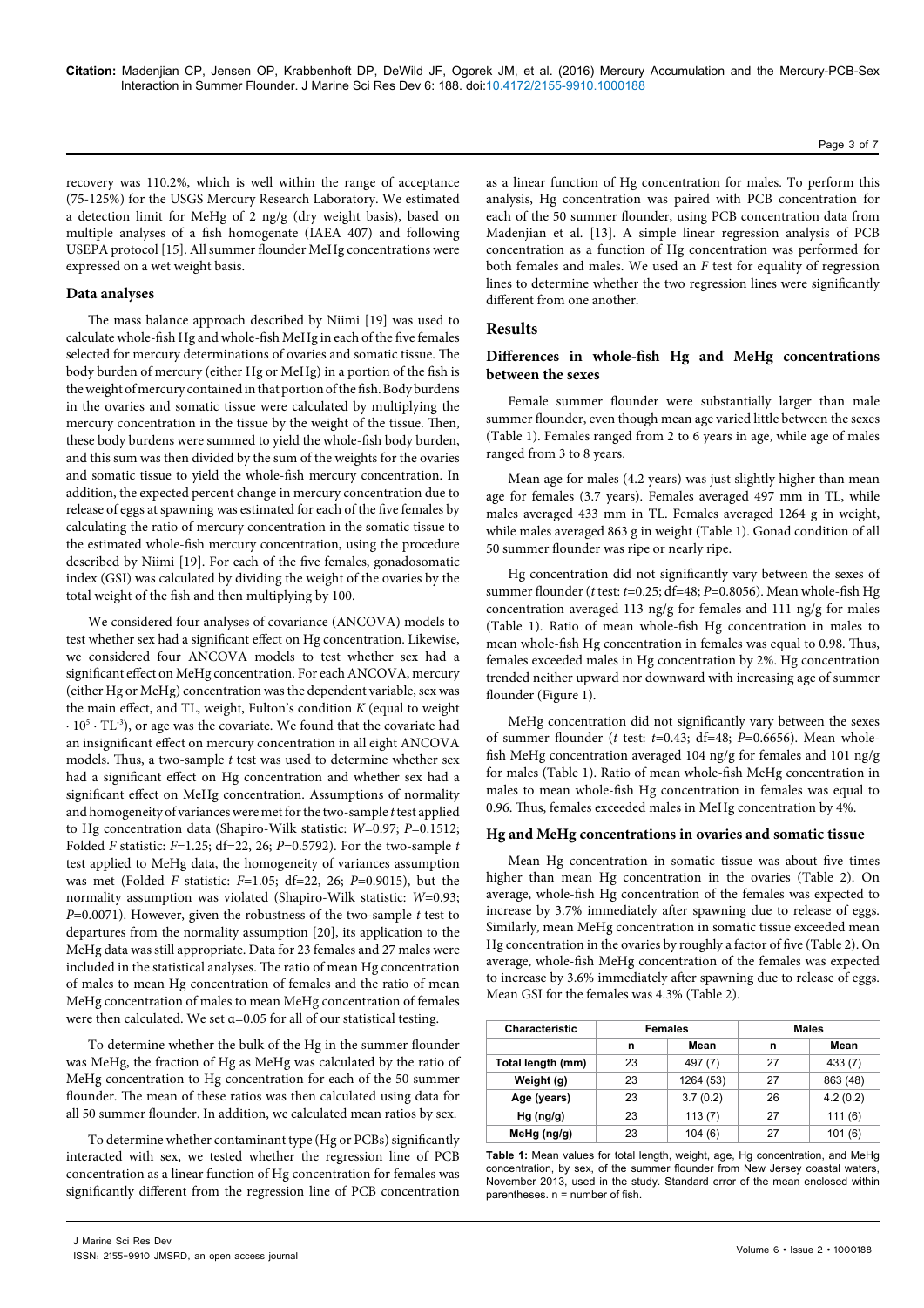recovery was 110.2%, which is well within the range of acceptance (75-125%) for the USGS Mercury Research Laboratory. We estimated a detection limit for MeHg of 2 ng/g (dry weight basis), based on multiple analyses of a fish homogenate (IAEA 407) and following USEPA protocol [15]. All summer flounder MeHg concentrations were expressed on a wet weight basis.

### Data analyses

The mass balance approach described by Niimi [19] was used to calculate whole-fish Hg and whole-fish MeHg in each of the five females selected for mercury determinations of ovaries and somatic tissue. The body burden of mercury (either Hg or MeHg) in a portion of the fish is the weight of mercury contained in that portion of the fish. Body burdens in the ovaries and somatic tissue were calculated by multiplying the mercury concentration in the tissue by the weight of the tissue. Then, these body burdens were summed to yield the whole-fish body burden, and this sum was then divided by the sum of the weights for the ovaries and somatic tissue to yield the whole-fish mercury concentration. In addition, the expected percent change in mercury concentration due to release of eggs at spawning was estimated for each of the five females by calculating the ratio of mercury concentration in the somatic tissue to the estimated whole-fish mercury concentration, using the procedure described by Niimi [19]. For each of the five females, gonadosomatic index (GSI) was calculated by dividing the weight of the ovaries by the total weight of the fish and then multiplying by 100.

We considered four analyses of covariance (ANCOVA) models to test whether sex had a significant effect on Hg concentration. Likewise, we considered four ANCOVA models to test whether sex had a significant effect on MeHg concentration. For each ANCOVA, mercury (either Hg or MeHg) concentration was the dependent variable, sex was the main effect, and TL, weight, Fulton's condition $K$ (equal to weight $\cdot 10^5 \cdot TL^{-3}$), or age was the covariate. We found that the covariate had an insignificant effect on mercury concentration in all eight ANCOVA models. Thus, a two-sample $t$ test was used to determine whether sex had a significant effect on Hg concentration and whether sex had a significant effect on MeHg concentration. Assumptions of normality and homogeneity of variances were met for the two-sample $t$ test applied to Hg concentration data (Shapiro-Wilk statistic: $W$=0.97; $P$=0.1512; Folded $F$ statistic: $F$=1.25; df=22, 26; $P$=0.5792). For the two-sample $t$ test applied to MeHg data, the homogeneity of variances assumption was met (Folded $F$ statistic: $F$=1.05; df=22, 26; $P$=0.9015), but the normality assumption was violated (Shapiro-Wilk statistic: $W$=0.93; $P$=0.0071). However, given the robustness of the two-sample $t$ test to departures from the normality assumption [20], its application to the MeHg data was still appropriate. Data for 23 females and 27 males were included in the statistical analyses. The ratio of mean Hg concentration of males to mean Hg concentration of females and the ratio of mean MeHg concentration of males to mean MeHg concentration of females were then calculated. We set α=0.05 for all of our statistical testing.

To determine whether the bulk of the Hg in the summer flounder was MeHg, the fraction of Hg as MeHg was calculated by the ratio of MeHg concentration to Hg concentration for each of the 50 summer flounder. The mean of these ratios was then calculated using data for all 50 summer flounder. In addition, we calculated mean ratios by sex.

To determine whether contaminant type (Hg or PCBs) significantly interacted with sex, we tested whether the regression line of PCB concentration as a linear function of Hg concentration for females was significantly different from the regression line of PCB concentration as a linear function of Hg concentration for males. To perform this analysis, Hg concentration was paired with PCB concentration for each of the 50 summer flounder, using PCB concentration data from Madenjian et al. [13]. A simple linear regression analysis of PCB concentration as a function of Hg concentration was performed for both females and males. We used an $F$ test for equality of regression lines to determine whether the two regression lines were significantly different from one another.

## Results

### Differences in whole-fish Hg and MeHg concentrations between the sexes

Female summer flounder were substantially larger than male summer flounder, even though mean age varied little between the sexes (Table 1). Females ranged from 2 to 6 years in age, while age of males ranged from 3 to 8 years.

Mean age for males (4.2 years) was just slightly higher than mean age for females (3.7 years). Females averaged 497 mm in TL, while males averaged 433 mm in TL. Females averaged 1264 g in weight, while males averaged 863 g in weight (Table 1). Gonad condition of all 50 summer flounder was ripe or nearly ripe.

Hg concentration did not significantly vary between the sexes of summer flounder ($t$ test: $t$=0.25; df=48; $P$=0.8056). Mean whole-fish Hg concentration averaged 113 ng/g for females and 111 ng/g for males (Table 1). Ratio of mean whole-fish Hg concentration in males to mean whole-fish Hg concentration in females was equal to 0.98. Thus, females exceeded males in Hg concentration by 2%. Hg concentration trended neither upward nor downward with increasing age of summer flounder (Figure 1).

MeHg concentration did not significantly vary between the sexes of summer flounder ($t$ test: $t$=0.43; df=48; $P$=0.6656). Mean whole-fish MeHg concentration averaged 104 ng/g for females and 101 ng/g for males (Table 1). Ratio of mean whole-fish MeHg concentration in males to mean whole-fish Hg concentration in females was equal to 0.96. Thus, females exceeded males in MeHg concentration by 4%.

### Hg and MeHg concentrations in ovaries and somatic tissue

Mean Hg concentration in somatic tissue was about five times higher than mean Hg concentration in the ovaries (Table 2). On average, whole-fish Hg concentration of the females was expected to increase by 3.7% immediately after spawning due to release of eggs. Similarly, mean MeHg concentration in somatic tissue exceeded mean Hg concentration in the ovaries by roughly a factor of five (Table 2). On average, whole-fish MeHg concentration of the females was expected to increase by 3.6% immediately after spawning due to release of eggs. Mean GSI for the females was 4.3% (Table 2).

| Characteristic | Females | | Males | |
|---|---|---|---|---|
| | n | Mean | n | Mean |
| Total length (mm) | 23 | 497 (7) | 27 | 433 (7) |
| Weight (g) | 23 | 1264 (53) | 27 | 863 (48) |
| Age (years) | 23 | 3.7 (0.2) | 26 | 4.2 (0.2) |
| Hg (ng/g) | 23 | 113 (7) | 27 | 111 (6) |
| MeHg (ng/g) | 23 | 104 (6) | 27 | 101 (6) |

**Table 1:** Mean values for total length, weight, age, Hg concentration, and MeHg concentration, by sex, of the summer flounder from New Jersey coastal waters, November 2013, used in the study. Standard error of the mean enclosed within parentheses. n = number of fish.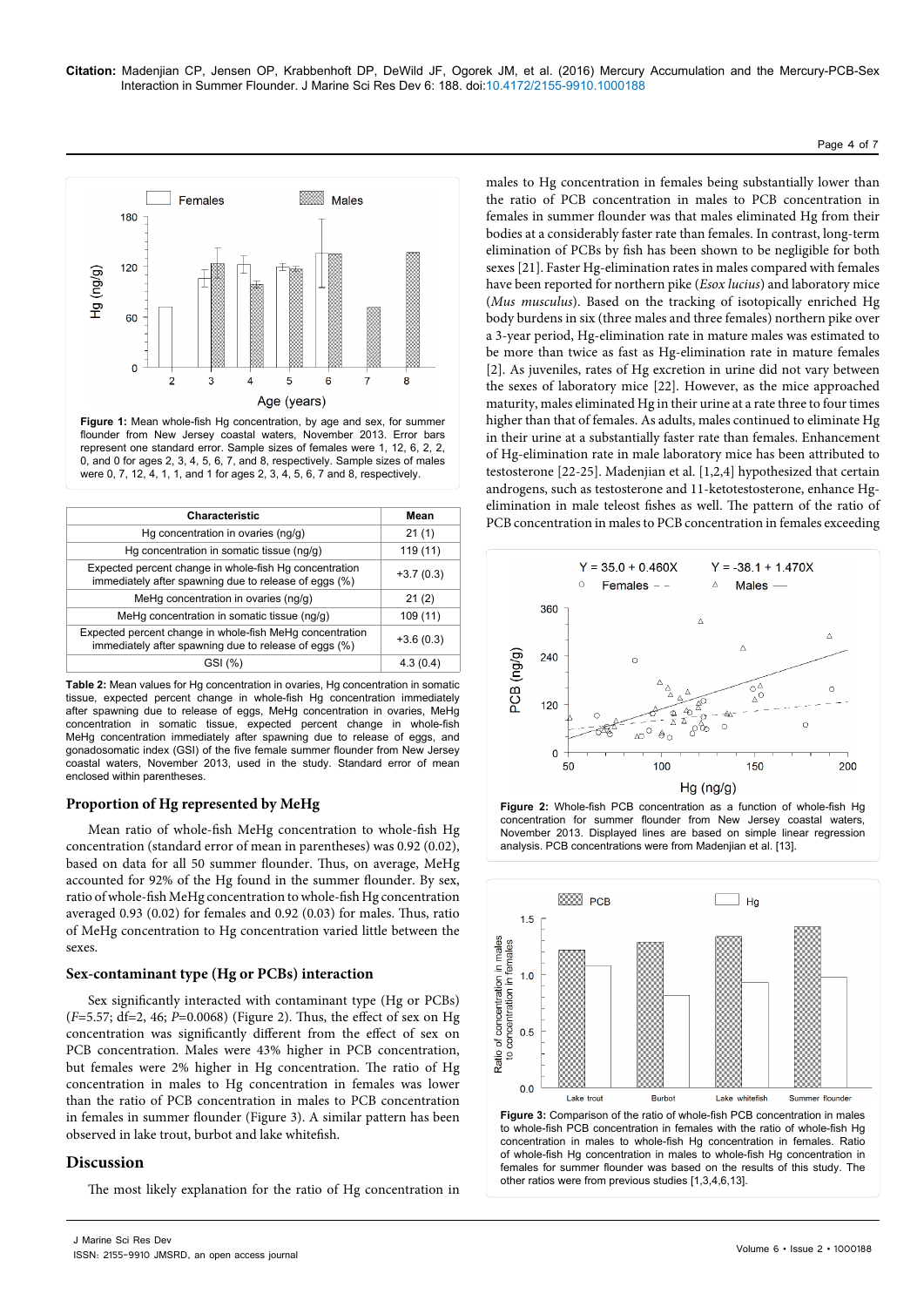Figure 1: Mean whole-fish Hg concentration, by age and sex, for summer flounder from New Jersey coastal waters, November 2013. Error bars represent one standard error. Sample sizes of females were 1, 12, 6, 2, 2, 0, and 0 for ages 2, 3, 4, 5, 6, 7, and 8, respectively. Sample sizes of males were 0, 7, 12, 4, 1, 1, and 1 for ages 2, 3, 4, 5, 6, 7 and 8, respectively.

| Characteristic | Mean |
|---|---|
| Hg concentration in ovaries (ng/g) | 21 (1) |
| Hg concentration in somatic tissue (ng/g) | 119 (11) |
| Expected percent change in whole-fish Hg concentration immediately after spawning due to release of eggs (%) | +3.7 (0.3) |
| MeHg concentration in ovaries (ng/g) | 21 (2) |
| MeHg concentration in somatic tissue (ng/g) | 109 (11) |
| Expected percent change in whole-fish MeHg concentration immediately after spawning due to release of eggs (%) | +3.6 (0.3) |
| GSI (%) | 4.3 (0.4) |

Table 2: Mean values for Hg concentration in ovaries, Hg concentration in somatic tissue, expected percent change in whole-fish Hg concentration immediately after spawning due to release of eggs, MeHg concentration in ovaries, MeHg concentration in somatic tissue, expected percent change in whole-fish MeHg concentration immediately after spawning due to release of eggs, and gonadosomatic index (GSI) of the five female summer flounder from New Jersey coastal waters, November 2013, used in the study. Standard error of mean enclosed within parentheses.

### Proportion of Hg represented by MeHg

Mean ratio of whole-fish MeHg concentration to whole-fish Hg concentration (standard error of mean in parentheses) was 0.92 (0.02), based on data for all 50 summer flounder. Thus, on average, MeHg accounted for 92% of the Hg found in the summer flounder. By sex, ratio of whole-fish MeHg concentration to whole-fish Hg concentration averaged 0.93 (0.02) for females and 0.92 (0.03) for males. Thus, ratio of MeHg concentration to Hg concentration varied little between the sexes.

### Sex-contaminant type (Hg or PCBs) interaction

Sex significantly interacted with contaminant type (Hg or PCBs) ($F$=5.57; df=2, 46; $P$=0.0068) (Figure 2). Thus, the effect of sex on Hg concentration was significantly different from the effect of sex on PCB concentration. Males were 43% higher in PCB concentration, but females were 2% higher in Hg concentration. The ratio of Hg concentration in males to Hg concentration in females was lower than the ratio of PCB concentration in males to PCB concentration in females in summer flounder (Figure 3). A similar pattern has been observed in lake trout, burbot and lake whitefish.

## Discussion

The most likely explanation for the ratio of Hg concentration in males to Hg concentration in females being substantially lower than the ratio of PCB concentration in males to PCB concentration in females in summer flounder was that males eliminated Hg from their bodies at a considerably faster rate than females. In contrast, long-term elimination of PCBs by fish has been shown to be negligible for both sexes [21]. Faster Hg-elimination rates in males compared with females have been reported for northern pike (*Esox lucius*) and laboratory mice (*Mus musculus*). Based on the tracking of isotopically enriched Hg body burdens in six (three males and three females) northern pike over a 3-year period, Hg-elimination rate in mature males was estimated to be more than twice as fast as Hg-elimination rate in mature females [2]. As juveniles, rates of Hg excretion in urine did not vary between the sexes of laboratory mice [22]. However, as the mice approached maturity, males eliminated Hg in their urine at a rate three to four times higher than that of females. As adults, males continued to eliminate Hg in their urine at a substantially faster rate than females. Enhancement of Hg-elimination rate in male laboratory mice has been attributed to testosterone [22-25]. Madenjian et al. [1,2,4] hypothesized that certain androgens, such as testosterone and 11-ketotestosterone, enhance Hg-elimination in male teleost fishes as well. The pattern of the ratio of PCB concentration in males to PCB concentration in females exceeding

Figure 2: Whole-fish PCB concentration as a function of whole-fish Hg concentration for summer flounder from New Jersey coastal waters, November 2013. Displayed lines are based on simple linear regression analysis. PCB concentrations were from Madenjian et al. [13].

Figure 3: Comparison of the ratio of whole-fish PCB concentration in males to whole-fish PCB concentration in females with the ratio of whole-fish Hg concentration in males to whole-fish Hg concentration in females. Ratio of whole-fish Hg concentration in males to whole-fish Hg concentration in females for summer flounder was based on the results of this study. The other ratios were from previous studies [1,3,4,6,13].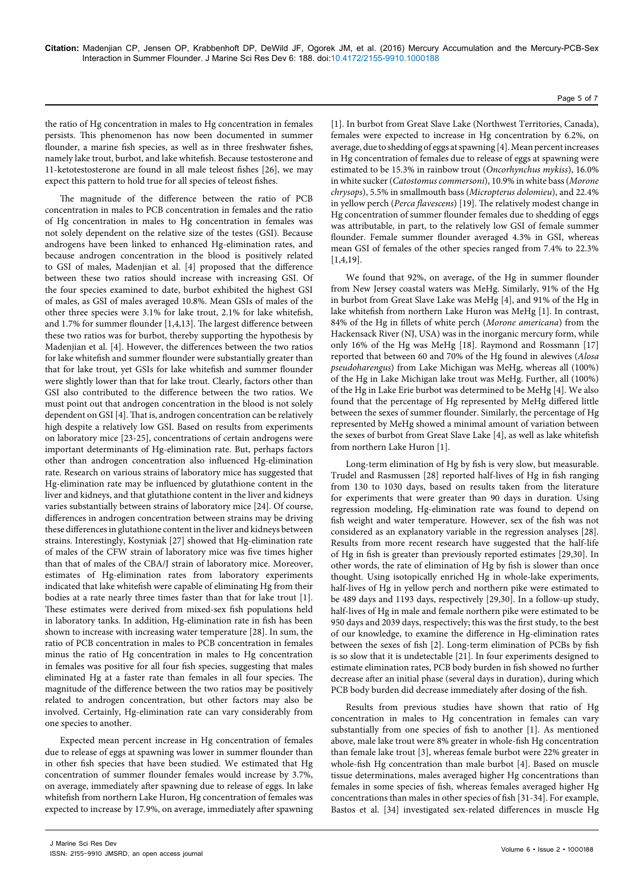the ratio of Hg concentration in males to Hg concentration in females persists. This phenomenon has now been documented in summer flounder, a marine fish species, as well as in three freshwater fishes, namely lake trout, burbot, and lake whitefish. Because testosterone and 11-ketotestosterone are found in all male teleost fishes [26], we may expect this pattern to hold true for all species of teleost fishes.

The magnitude of the difference between the ratio of PCB concentration in males to PCB concentration in females and the ratio of Hg concentration in males to Hg concentration in females was not solely dependent on the relative size of the testes (GSI). Because androgens have been linked to enhanced Hg-elimination rates, and because androgen concentration in the blood is positively related to GSI of males, Madenjian et al. [4] proposed that the difference between these two ratios should increase with increasing GSI. Of the four species examined to date, burbot exhibited the highest GSI of males, as GSI of males averaged 10.8%. Mean GSIs of males of the other three species were 3.1% for lake trout, 2.1% for lake whitefish, and 1.7% for summer flounder [1,4,13]. The largest difference between these two ratios was for burbot, thereby supporting the hypothesis by Madenjian et al. [4]. However, the differences between the two ratios for lake whitefish and summer flounder were substantially greater than that for lake trout, yet GSIs for lake whitefish and summer flounder were slightly lower than that for lake trout. Clearly, factors other than GSI also contributed to the difference between the two ratios. We must point out that androgen concentration in the blood is not solely dependent on GSI [4]. That is, androgen concentration can be relatively high despite a relatively low GSI. Based on results from experiments on laboratory mice [23-25], concentrations of certain androgens were important determinants of Hg-elimination rate. But, perhaps factors other than androgen concentration also influenced Hg-elimination rate. Research on various strains of laboratory mice has suggested that Hg-elimination rate may be influenced by glutathione content in the liver and kidneys, and that glutathione content in the liver and kidneys varies substantially between strains of laboratory mice [24]. Of course, differences in androgen concentration between strains may be driving these differences in glutathione content in the liver and kidneys between strains. Interestingly, Kostyniak [27] showed that Hg-elimination rate of males of the CFW strain of laboratory mice was five times higher than that of males of the CBA/J strain of laboratory mice. Moreover, estimates of Hg-elimination rates from laboratory experiments indicated that lake whitefish were capable of eliminating Hg from their bodies at a rate nearly three times faster than that for lake trout [1]. These estimates were derived from mixed-sex fish populations held in laboratory tanks. In addition, Hg-elimination rate in fish has been shown to increase with increasing water temperature [28]. In sum, the ratio of PCB concentration in males to PCB concentration in females minus the ratio of Hg concentration in males to Hg concentration in females was positive for all four fish species, suggesting that males eliminated Hg at a faster rate than females in all four species. The magnitude of the difference between the two ratios may be positively related to androgen concentration, but other factors may also be involved. Certainly, Hg-elimination rate can vary considerably from one species to another.

Expected mean percent increase in Hg concentration of females due to release of eggs at spawning was lower in summer flounder than in other fish species that have been studied. We estimated that Hg concentration of summer flounder females would increase by 3.7%, on average, immediately after spawning due to release of eggs. In lake whitefish from northern Lake Huron, Hg concentration of females was expected to increase by 17.9%, on average, immediately after spawning [1]. In burbot from Great Slave Lake (Northwest Territories, Canada), females were expected to increase in Hg concentration by 6.2%, on average, due to shedding of eggs at spawning [4]. Mean percent increases in Hg concentration of females due to release of eggs at spawning were estimated to be 15.3% in rainbow trout (*Oncorhynchus mykiss*), 16.0% in white sucker (*Catostomus commersoni*), 10.9% in white bass (*Morone chrysops*), 5.5% in smallmouth bass (*Micropterus dolomieu*), and 22.4% in yellow perch (*Perca flavescens*) [19]. The relatively modest change in Hg concentration of summer flounder females due to shedding of eggs was attributable, in part, to the relatively low GSI of female summer flounder. Female summer flounder averaged 4.3% in GSI, whereas mean GSI of females of the other species ranged from 7.4% to 22.3% [1,4,19].

We found that 92%, on average, of the Hg in summer flounder from New Jersey coastal waters was MeHg. Similarly, 91% of the Hg in burbot from Great Slave Lake was MeHg [4], and 91% of the Hg in lake whitefish from northern Lake Huron was MeHg [1]. In contrast, 84% of the Hg in fillets of white perch (*Morone americana*) from the Hackensack River (NJ, USA) was in the inorganic mercury form, while only 16% of the Hg was MeHg [18]. Raymond and Rossmann [17] reported that between 60 and 70% of the Hg found in alewives (*Alosa pseudoharengus*) from Lake Michigan was MeHg, whereas all (100%) of the Hg in Lake Michigan lake trout was MeHg. Further, all (100%) of the Hg in Lake Erie burbot was determined to be MeHg [4]. We also found that the percentage of Hg represented by MeHg differed little between the sexes of summer flounder. Similarly, the percentage of Hg represented by MeHg showed a minimal amount of variation between the sexes of burbot from Great Slave Lake [4], as well as lake whitefish from northern Lake Huron [1].

Long-term elimination of Hg by fish is very slow, but measurable. Trudel and Rasmussen [28] reported half-lives of Hg in fish ranging from 130 to 1030 days, based on results taken from the literature for experiments that were greater than 90 days in duration. Using regression modeling, Hg-elimination rate was found to depend on fish weight and water temperature. However, sex of the fish was not considered as an explanatory variable in the regression analyses [28]. Results from more recent research have suggested that the half-life of Hg in fish is greater than previously reported estimates [29,30]. In other words, the rate of elimination of Hg by fish is slower than once thought. Using isotopically enriched Hg in whole-lake experiments, half-lives of Hg in yellow perch and northern pike were estimated to be 489 days and 1193 days, respectively [29,30]. In a follow-up study, half-lives of Hg in male and female northern pike were estimated to be 950 days and 2039 days, respectively; this was the first study, to the best of our knowledge, to examine the difference in Hg-elimination rates between the sexes of fish [2]. Long-term elimination of PCBs by fish is so slow that it is undetectable [21]. In four experiments designed to estimate elimination rates, PCB body burden in fish showed no further decrease after an initial phase (several days in duration), during which PCB body burden did decrease immediately after dosing of the fish.

Results from previous studies have shown that ratio of Hg concentration in males to Hg concentration in females can vary substantially from one species of fish to another [1]. As mentioned above, male lake trout were 8% greater in whole-fish Hg concentration than female lake trout [3], whereas female burbot were 22% greater in whole-fish Hg concentration than male burbot [4]. Based on muscle tissue determinations, males averaged higher Hg concentrations than females in some species of fish, whereas females averaged higher Hg concentrations than males in other species of fish [31-34]. For example, Bastos et al. [34] investigated sex-related differences in muscle Hg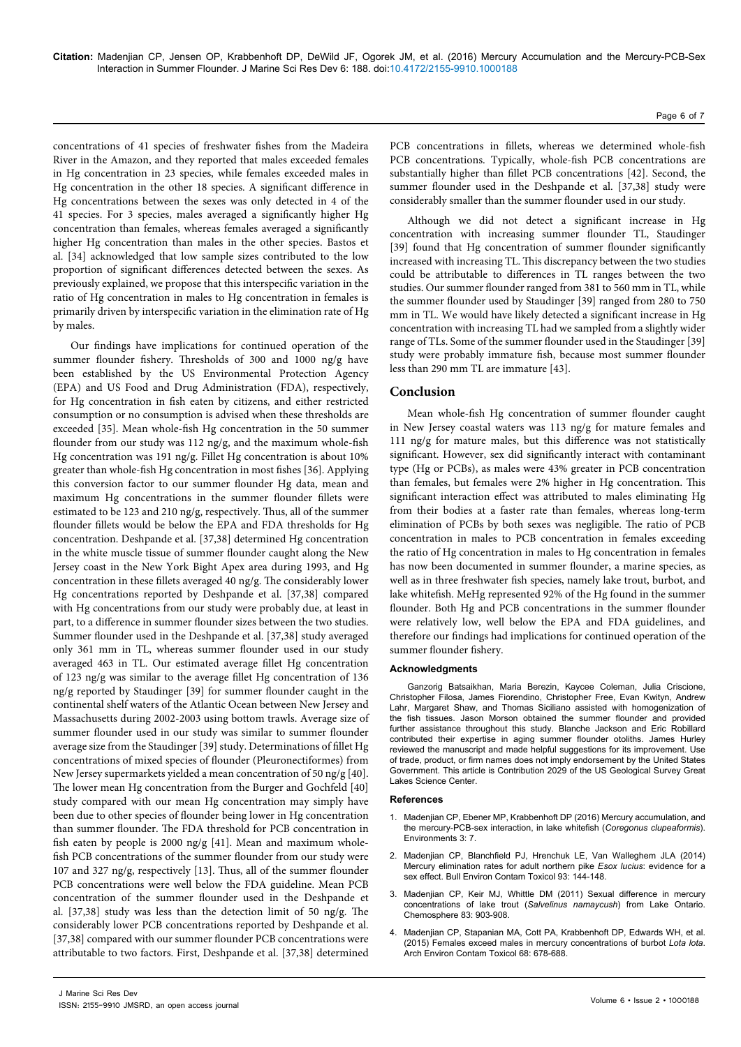concentrations of 41 species of freshwater fishes from the Madeira River in the Amazon, and they reported that males exceeded females in Hg concentration in 23 species, while females exceeded males in Hg concentration in the other 18 species. A significant difference in Hg concentrations between the sexes was only detected in 4 of the 41 species. For 3 species, males averaged a significantly higher Hg concentration than females, whereas females averaged a significantly higher Hg concentration than males in the other species. Bastos et al. [34] acknowledged that low sample sizes contributed to the low proportion of significant differences detected between the sexes. As previously explained, we propose that this interspecific variation in the ratio of Hg concentration in males to Hg concentration in females is primarily driven by interspecific variation in the elimination rate of Hg by males.

Our findings have implications for continued operation of the summer flounder fishery. Thresholds of 300 and 1000 ng/g have been established by the US Environmental Protection Agency (EPA) and US Food and Drug Administration (FDA), respectively, for Hg concentration in fish eaten by citizens, and either restricted consumption or no consumption is advised when these thresholds are exceeded [35]. Mean whole-fish Hg concentration in the 50 summer flounder from our study was 112 ng/g, and the maximum whole-fish Hg concentration was 191 ng/g. Fillet Hg concentration is about 10% greater than whole-fish Hg concentration in most fishes [36]. Applying this conversion factor to our summer flounder Hg data, mean and maximum Hg concentrations in the summer flounder fillets were estimated to be 123 and 210 ng/g, respectively. Thus, all of the summer flounder fillets would be below the EPA and FDA thresholds for Hg concentration. Deshpande et al. [37,38] determined Hg concentration in the white muscle tissue of summer flounder caught along the New Jersey coast in the New York Bight Apex area during 1993, and Hg concentration in these fillets averaged 40 ng/g. The considerably lower Hg concentrations reported by Deshpande et al. [37,38] compared with Hg concentrations from our study were probably due, at least in part, to a difference in summer flounder sizes between the two studies. Summer flounder used in the Deshpande et al. [37,38] study averaged only 361 mm in TL, whereas summer flounder used in our study averaged 463 in TL. Our estimated average fillet Hg concentration of 123 ng/g was similar to the average fillet Hg concentration of 136 ng/g reported by Staudinger [39] for summer flounder caught in the continental shelf waters of the Atlantic Ocean between New Jersey and Massachusetts during 2002-2003 using bottom trawls. Average size of summer flounder used in our study was similar to summer flounder average size from the Staudinger [39] study. Determinations of fillet Hg concentrations of mixed species of flounder (Pleuronectiformes) from New Jersey supermarkets yielded a mean concentration of 50 ng/g [40]. The lower mean Hg concentration from the Burger and Gochfeld [40] study compared with our mean Hg concentration may simply have been due to other species of flounder being lower in Hg concentration than summer flounder. The FDA threshold for PCB concentration in fish eaten by people is 2000 ng/g [41]. Mean and maximum whole-fish PCB concentrations of the summer flounder from our study were 107 and 327 ng/g, respectively [13]. Thus, all of the summer flounder PCB concentrations were well below the FDA guideline. Mean PCB concentration of the summer flounder used in the Deshpande et al. [37,38] study was less than the detection limit of 50 ng/g. The considerably lower PCB concentrations reported by Deshpande et al. [37,38] compared with our summer flounder PCB concentrations were attributable to two factors. First, Deshpande et al. [37,38] determined PCB concentrations in fillets, whereas we determined whole-fish PCB concentrations. Typically, whole-fish PCB concentrations are substantially higher than fillet PCB concentrations [42]. Second, the summer flounder used in the Deshpande et al. [37,38] study were considerably smaller than the summer flounder used in our study.

Although we did not detect a significant increase in Hg concentration with increasing summer flounder TL, Staudinger [39] found that Hg concentration of summer flounder significantly increased with increasing TL. This discrepancy between the two studies could be attributable to differences in TL ranges between the two studies. Our summer flounder ranged from 381 to 560 mm in TL, while the summer flounder used by Staudinger [39] ranged from 280 to 750 mm in TL. We would have likely detected a significant increase in Hg concentration with increasing TL had we sampled from a slightly wider range of TLs. Some of the summer flounder used in the Staudinger [39] study were probably immature fish, because most summer flounder less than 290 mm TL are immature [43].

## Conclusion

Mean whole-fish Hg concentration of summer flounder caught in New Jersey coastal waters was 113 ng/g for mature females and 111 ng/g for mature males, but this difference was not statistically significant. However, sex did significantly interact with contaminant type (Hg or PCBs), as males were 43% greater in PCB concentration than females, but females were 2% higher in Hg concentration. This significant interaction effect was attributed to males eliminating Hg from their bodies at a faster rate than females, whereas long-term elimination of PCBs by both sexes was negligible. The ratio of PCB concentration in males to PCB concentration in females exceeding the ratio of Hg concentration in males to Hg concentration in females has now been documented in summer flounder, a marine species, as well as in three freshwater fish species, namely lake trout, burbot, and lake whitefish. MeHg represented 92% of the Hg found in the summer flounder. Both Hg and PCB concentrations in the summer flounder were relatively low, well below the EPA and FDA guidelines, and therefore our findings had implications for continued operation of the summer flounder fishery.

### Acknowledgments

Ganzorig Batsaikhan, Maria Berezin, Kaycee Coleman, Julia Criscione, Christopher Filosa, James Fiorendino, Christopher Free, Evan Kwityn, Andrew Lahr, Margaret Shaw, and Thomas Siciliano assisted with homogenization of the fish tissues. Jason Morson obtained the summer flounder and provided further assistance throughout this study. Blanche Jackson and Eric Robillard contributed their expertise in aging summer flounder otoliths. James Hurley reviewed the manuscript and made helpful suggestions for its improvement. Use of trade, product, or firm names does not imply endorsement by the United States Government. This article is Contribution 2029 of the US Geological Survey Great Lakes Science Center.

### References

1. Madenjian CP, Ebener MP, Krabbenhoft DP (2016) Mercury accumulation, and the mercury-PCB-sex interaction, in lake whitefish (*Coregonus clupeaformis*). Environments 3: 7.
2. Madenjian CP, Blanchfield PJ, Hrenchuk LE, Van Walleghem JLA (2014) Mercury elimination rates for adult northern pike *Esox lucius*: evidence for a sex effect. Bull Environ Contam Toxicol 93: 144-148.
3. Madenjian CP, Keir MJ, Whittle DM (2011) Sexual difference in mercury concentrations of lake trout (*Salvelinus namaycush*) from Lake Ontario. Chemosphere 83: 903-908.
4. Madenjian CP, Stapanian MA, Cott PA, Krabbenhoft DP, Edwards WH, et al. (2015) Females exceed males in mercury concentrations of burbot *Lota lota*. Arch Environ Contam Toxicol 68: 678-688.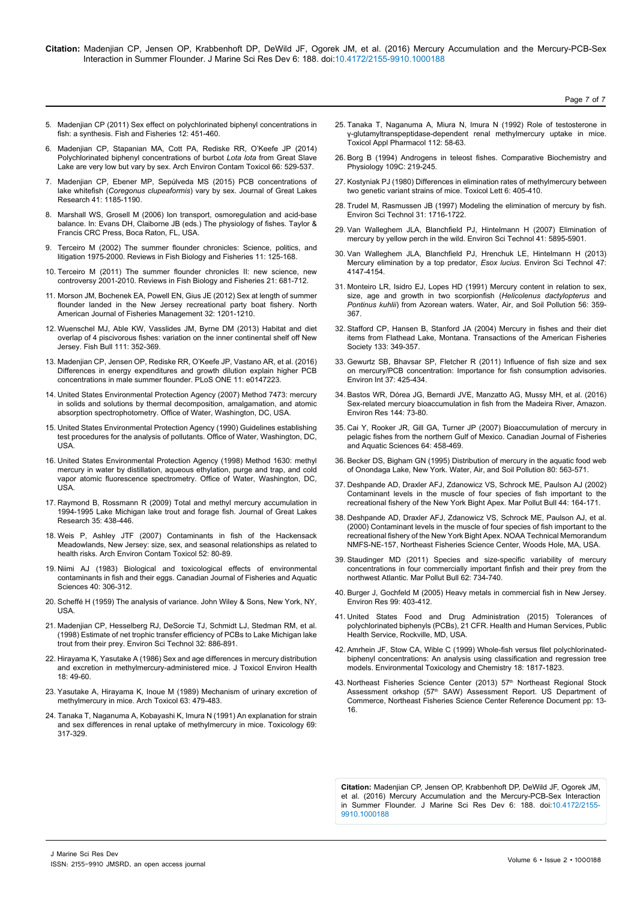5. Madenjian CP (2011) Sex effect on polychlorinated biphenyl concentrations in fish: a synthesis. Fish and Fisheries 12: 451-460.
6. Madenjian CP, Stapanian MA, Cott PA, Rediske RR, O'Keefe JP (2014) Polychlorinated biphenyl concentrations of burbot *Lota lota* from Great Slave Lake are very low but vary by sex. Arch Environ Contam Toxicol 66: 529-537.
7. Madenjian CP, Ebener MP, Sepúlveda MS (2015) PCB concentrations of lake whitefish (*Coregonus clupeaformis*) vary by sex. Journal of Great Lakes Research 41: 1185-1190.
8. Marshall WS, Grosell M (2006) Ion transport, osmoregulation and acid-base balance. In: Evans DH, Claiborne JB (eds.) The physiology of fishes. Taylor & Francis CRC Press, Boca Raton, FL, USA.
9. Terceiro M (2002) The summer flounder chronicles: Science, politics, and litigation 1975-2000. Reviews in Fish Biology and Fisheries 11: 125-168.
10. Terceiro M (2011) The summer flounder chronicles II: new science, new controversy 2001-2010. Reviews in Fish Biology and Fisheries 21: 681-712.
11. Morson JM, Bochenek EA, Powell EN, Gius JE (2012) Sex at length of summer flounder landed in the New Jersey recreational party boat fishery. North American Journal of Fisheries Management 32: 1201-1210.
12. Wuenschel MJ, Able KW, Vasslides JM, Byrne DM (2013) Habitat and diet overlap of 4 piscivorous fishes: variation on the inner continental shelf off New Jersey. Fish Bull 111: 352-369.
13. Madenjian CP, Jensen OP, Rediske RR, O'Keefe JP, Vastano AR, et al. (2016) Differences in energy expenditures and growth dilution explain higher PCB concentrations in male summer flounder. PLoS ONE 11: e0147223.
14. United States Environmental Protection Agency (2007) Method 7473: mercury in solids and solutions by thermal decomposition, amalgamation, and atomic absorption spectrophotometry. Office of Water, Washington, DC, USA.
15. United States Environmental Protection Agency (1990) Guidelines establishing test procedures for the analysis of pollutants. Office of Water, Washington, DC, USA.
16. United States Environmental Protection Agency (1998) Method 1630: methyl mercury in water by distillation, aqueous ethylation, purge and trap, and cold vapor atomic fluorescence spectrometry. Office of Water, Washington, DC, USA.
17. Raymond B, Rossmann R (2009) Total and methyl mercury accumulation in 1994-1995 Lake Michigan lake trout and forage fish. Journal of Great Lakes Research 35: 438-446.
18. Weis P, Ashley JTF (2007) Contaminants in fish of the Hackensack Meadowlands, New Jersey: size, sex, and seasonal relationships as related to health risks. Arch Environ Contam Toxicol 52: 80-89.
19. Niimi AJ (1983) Biological and toxicological effects of environmental contaminants in fish and their eggs. Canadian Journal of Fisheries and Aquatic Sciences 40: 306-312.
20. Scheffé H (1959) The analysis of variance. John Wiley & Sons, New York, NY, USA.
21. Madenjian CP, Hesselberg RJ, DeSorcie TJ, Schmidt LJ, Stedman RM, et al. (1998) Estimate of net trophic transfer efficiency of PCBs to Lake Michigan lake trout from their prey. Environ Sci Technol 32: 886-891.
22. Hirayama K, Yasutake A (1986) Sex and age differences in mercury distribution and excretion in methylmercury-administered mice. J Toxicol Environ Health 18: 49-60.
23. Yasutake A, Hirayama K, Inoue M (1989) Mechanism of urinary excretion of methylmercury in mice. Arch Toxicol 63: 479-483.
24. Tanaka T, Naganuma A, Kobayashi K, Imura N (1991) An explanation for strain and sex differences in renal uptake of methylmercury in mice. Toxicology 69: 317-329.
25. Tanaka T, Naganuma A, Miura N, Imura N (1992) Role of testosterone in γ-glutamyltranspeptidase-dependent renal methylmercury uptake in mice. Toxicol Appl Pharmacol 112: 58-63.
26. Borg B (1994) Androgens in teleost fishes. Comparative Biochemistry and Physiology 109C: 219-245.
27. Kostyniak PJ (1980) Differences in elimination rates of methylmercury between two genetic variant strains of mice. Toxicol Lett 6: 405-410.
28. Trudel M, Rasmussen JB (1997) Modeling the elimination of mercury by fish. Environ Sci Technol 31: 1716-1722.
29. Van Walleghem JLA, Blanchfield PJ, Hintelmann H (2007) Elimination of mercury by yellow perch in the wild. Environ Sci Technol 41: 5895-5901.
30. Van Walleghem JLA, Blanchfield PJ, Hrenchuk LE, Hintelmann H (2013) Mercury elimination by a top predator, *Esox lucius*. Environ Sci Technol 47: 4147-4154.
31. Monteiro LR, Isidro EJ, Lopes HD (1991) Mercury content in relation to sex, size, age and growth in two scorpionfish (*Helicolenus dactylopterus* and *Pontinus kuhlii*) from Azorean waters. Water, Air, and Soil Pollution 56: 359-367.
32. Stafford CP, Hansen B, Stanford JA (2004) Mercury in fishes and their diet items from Flathead Lake, Montana. Transactions of the American Fisheries Society 133: 349-357.
33. Gewurtz SB, Bhavsar SP, Fletcher R (2011) Influence of fish size and sex on mercury/PCB concentration: Importance for fish consumption advisories. Environ Int 37: 425-434.
34. Bastos WR, Dórea JG, Bernardi JVE, Manzatto AG, Mussy MH, et al. (2016) Sex-related mercury bioaccumulation in fish from the Madeira River, Amazon. Environ Res 144: 73-80.
35. Cai Y, Rooker JR, Gill GA, Turner JP (2007) Bioaccumulation of mercury in pelagic fishes from the northern Gulf of Mexico. Canadian Journal of Fisheries and Aquatic Sciences 64: 458-469.
36. Becker DS, Bigham GN (1995) Distribution of mercury in the aquatic food web of Onondaga Lake, New York. Water, Air, and Soil Pollution 80: 563-571.
37. Deshpande AD, Draxler AFJ, Zdanowicz VS, Schrock ME, Paulson AJ (2002) Contaminant levels in the muscle of four species of fish important to the recreational fishery of the New York Bight Apex. Mar Pollut Bull 44: 164-171.
38. Deshpande AD, Draxler AFJ, Zdanowicz VS, Schrock ME, Paulson AJ, et al. (2000) Contaminant levels in the muscle of four species of fish important to the recreational fishery of the New York Bight Apex. NOAA Technical Memorandum NMFS-NE-157, Northeast Fisheries Science Center, Woods Hole, MA, USA.
39. Staudinger MD (2011) Species and size-specific variability of mercury concentrations in four commercially important finfish and their prey from the northwest Atlantic. Mar Pollut Bull 62: 734-740.
40. Burger J, Gochfeld M (2005) Heavy metals in commercial fish in New Jersey. Environ Res 99: 403-412.
41. United States Food and Drug Administration (2015) Tolerances of polychlorinated biphenyls (PCBs), 21 CFR. Health and Human Services, Public Health Service, Rockville, MD, USA.
42. Amrhein JF, Stow CA, Wible C (1999) Whole-fish versus filet polychlorinated-biphenyl concentrations: An analysis using classification and regression tree models. Environmental Toxicology and Chemistry 18: 1817-1823.
43. Northeast Fisheries Science Center (2013) 57th Northeast Regional Stock Assessment orkshop (57th SAW) Assessment Report. US Department of Commerce, Northeast Fisheries Science Center Reference Document pp: 13-16.

**Citation:** Madenjian CP, Jensen OP, Krabbenhoft DP, DeWild JF, Ogorek JM, et al. (2016) Mercury Accumulation and the Mercury-PCB-Sex Interaction in Summer Flounder. J Marine Sci Res Dev 6: 188. doi:10.4172/2155-9910.1000188